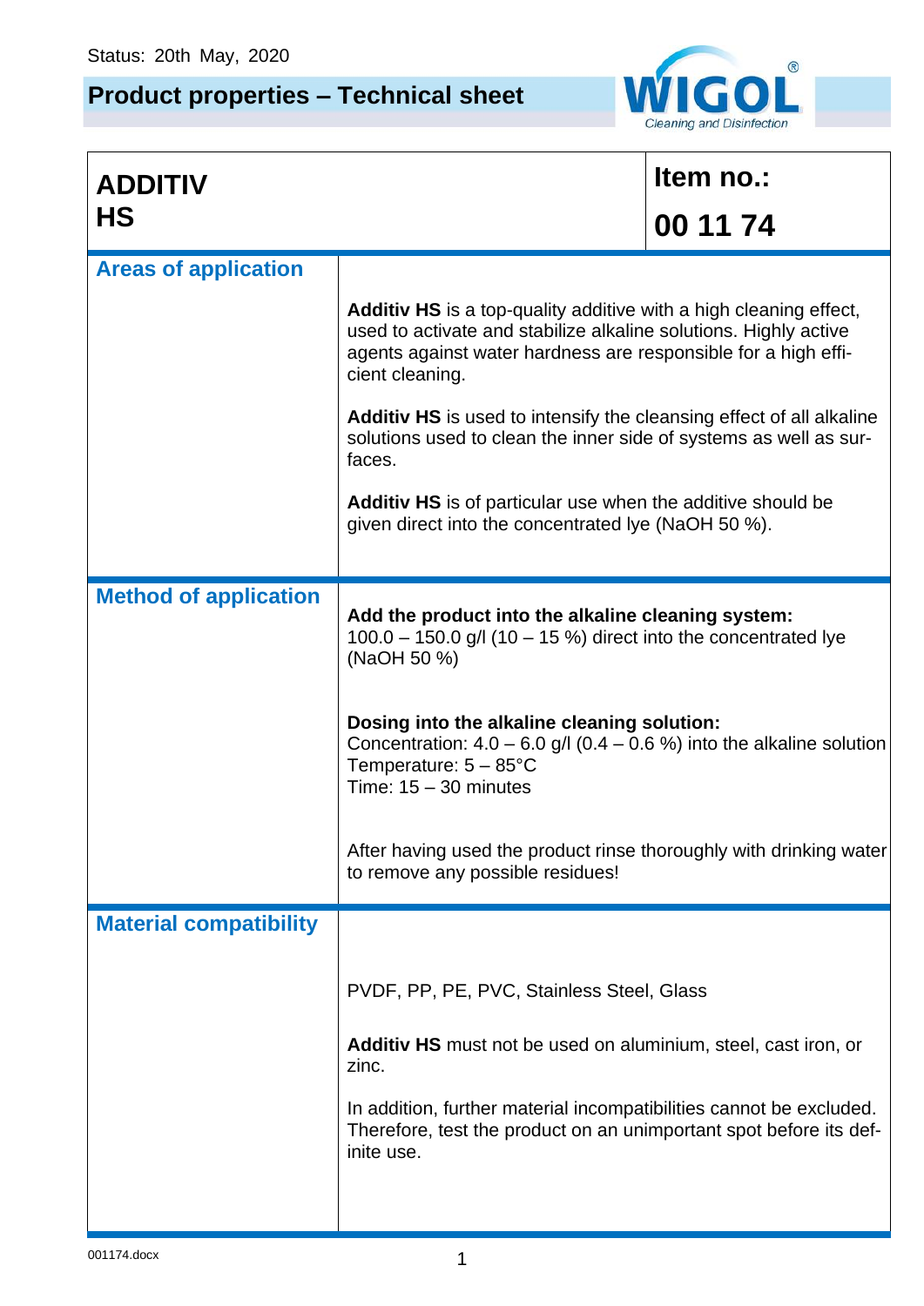Status: 20th May, 2020

# Product properties – Technical sheet

WIGOL® Cleaning and Disinfection

| **ADDITIV HS** | **Item no.: 00 11 74** |
|---|---|

## Areas of application

**Additiv HS** is a top-quality additive with a high cleaning effect, used to activate and stabilize alkaline solutions. Highly active agents against water hardness are responsible for a high efficient cleaning.

**Additiv HS** is used to intensify the cleansing effect of all alkaline solutions used to clean the inner side of systems as well as surfaces.

**Additiv HS** is of particular use when the additive should be given direct into the concentrated lye (NaOH 50 %).

## Method of application

**Add the product into the alkaline cleaning system:**
100.0 – 150.0 g/l (10 – 15 %) direct into the concentrated lye (NaOH 50 %)

**Dosing into the alkaline cleaning solution:**
Concentration: 4.0 – 6.0 g/l (0.4 – 0.6 %) into the alkaline solution
Temperature: 5 – 85°C
Time: 15 – 30 minutes

After having used the product rinse thoroughly with drinking water to remove any possible residues!

## Material compatibility

PVDF, PP, PE, PVC, Stainless Steel, Glass

**Additiv HS** must not be used on aluminium, steel, cast iron, or zinc.

In addition, further material incompatibilities cannot be excluded. Therefore, test the product on an unimportant spot before its definite use.

001174.docx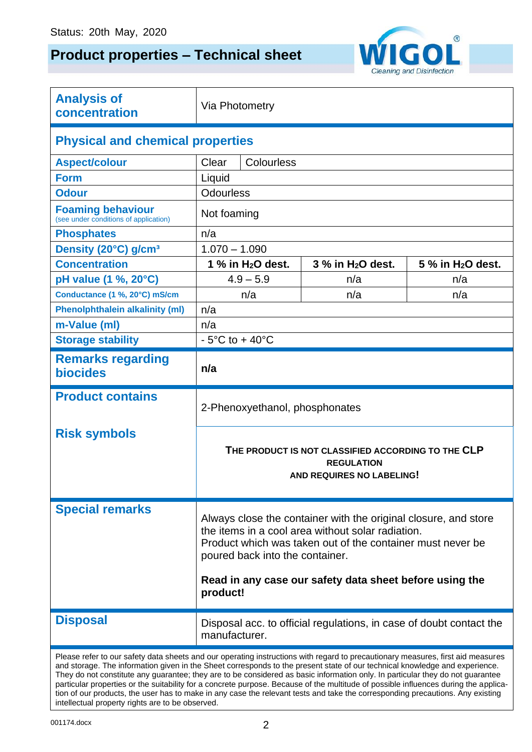Status: 20th May, 2020

# Product properties – Technical sheet

| | | | |
|---|---|---|---|
| **Analysis of concentration** | Via Photometry | | |

## Physical and chemical properties

| | | | |
|---|---|---|---|
| **Aspect/colour** | Clear | Colourless | |
| **Form** | Liquid | | |
| **Odour** | Odourless | | |
| **Foaming behaviour** (see under conditions of application) | Not foaming | | |
| **Phosphates** | n/a | | |
| **Density (20°C) g/cm³** | 1.070 – 1.090 | | |
| **Concentration** | **1 % in $H_2O$ dest.** | **3 % in $H_2O$ dest.** | **5 % in $H_2O$ dest.** |
| **pH value (1 %, 20°C)** | 4.9 – 5.9 | n/a | n/a |
| **Conductance (1 %, 20°C) mS/cm** | n/a | n/a | n/a |
| **Phenolphthalein alkalinity (ml)** | n/a | | |
| **m-Value (ml)** | n/a | | |
| **Storage stability** | - 5°C to + 40°C | | |

| | |
|---|---|
| **Remarks regarding biocides** | **n/a** |
| **Product contains** | 2-Phenoxyethanol, phosphonates |
| **Risk symbols** | **THE PRODUCT IS NOT CLASSIFIED ACCORDING TO THE CLP REGULATION AND REQUIRES NO LABELING!** |
| **Special remarks** | Always close the container with the original closure, and store the items in a cool area without solar radiation. Product which was taken out of the container must never be poured back into the container. **Read in any case our safety data sheet before using the product!** |
| **Disposal** | Disposal acc. to official regulations, in case of doubt contact the manufacturer. |

Please refer to our safety data sheets and our operating instructions with regard to precautionary measures, first aid measures and storage. The information given in the Sheet corresponds to the present state of our technical knowledge and experience. They do not constitute any guarantee; they are to be considered as basic information only. In particular they do not guarantee particular properties or the suitability for a concrete purpose. Because of the multitude of possible influences during the application of our products, the user has to make in any case the relevant tests and take the corresponding precautions. Any existing intellectual property rights are to be observed.

001174.docx